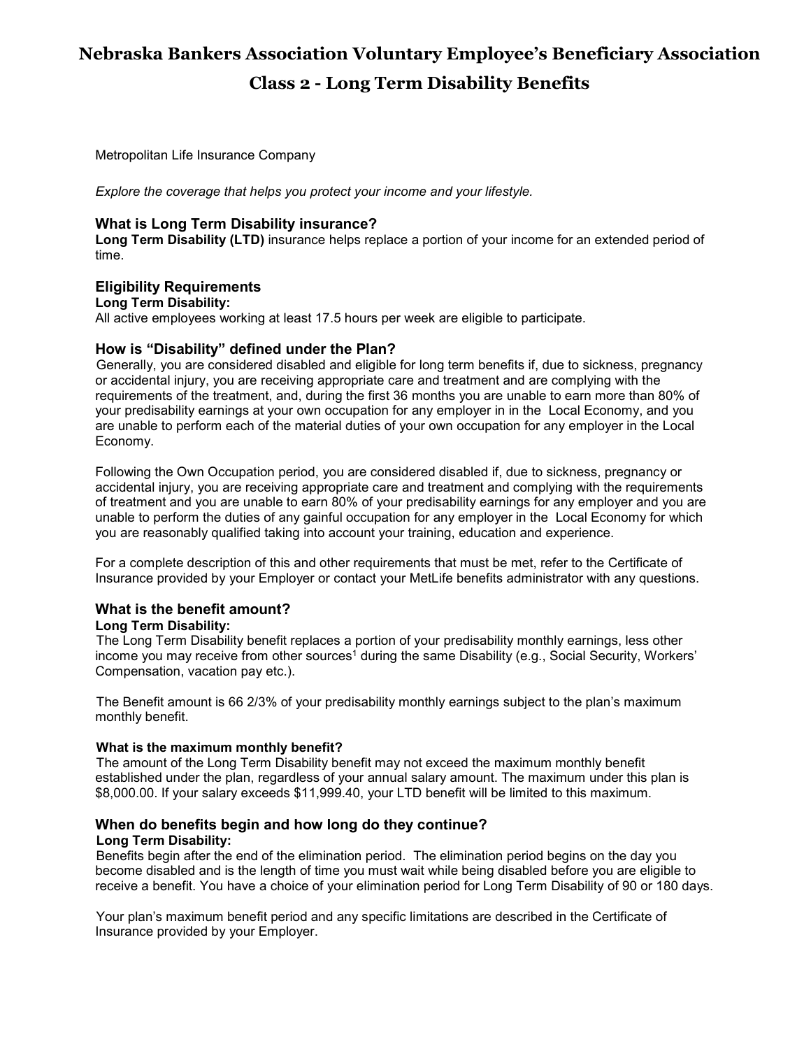# Nebraska Bankers Association Voluntary Employee's Beneficiary Association

# Class 2 - Long Term Disability Benefits

Metropolitan Life Insurance Company

*Explore the coverage that helps you protect your income and your lifestyle.*

## What is Long Term Disability insurance?

**Long Term Disability (LTD)** insurance helps replace a portion of your income for an extended period of time.

## Eligibility Requirements

**Long Term Disability:**

All active employees working at least 17.5 hours per week are eligible to participate.

## How is "Disability" defined under the Plan?

Generally, you are considered disabled and eligible for long term benefits if, due to sickness, pregnancy or accidental injury, you are receiving appropriate care and treatment and are complying with the requirements of the treatment, and, during the first 36 months you are unable to earn more than 80% of your predisability earnings at your own occupation for any employer in in the Local Economy, and you are unable to perform each of the material duties of your own occupation for any employer in the Local Economy.

Following the Own Occupation period, you are considered disabled if, due to sickness, pregnancy or accidental injury, you are receiving appropriate care and treatment and complying with the requirements of treatment and you are unable to earn 80% of your predisability earnings for any employer and you are unable to perform the duties of any gainful occupation for any employer in the Local Economy for which you are reasonably qualified taking into account your training, education and experience.

For a complete description of this and other requirements that must be met, refer to the Certificate of Insurance provided by your Employer or contact your MetLife benefits administrator with any questions.

## What is the benefit amount?

**Long Term Disability:**

The Long Term Disability benefit replaces a portion of your predisability monthly earnings, less other income you may receive from other sources[1] during the same Disability (e.g., Social Security, Workers' Compensation, vacation pay etc.).

The Benefit amount is 66 2/3% of your predisability monthly earnings subject to the plan's maximum monthly benefit.

### What is the maximum monthly benefit?

The amount of the Long Term Disability benefit may not exceed the maximum monthly benefit established under the plan, regardless of your annual salary amount. The maximum under this plan is $8,000.00. If your salary exceeds $11,999.40, your LTD benefit will be limited to this maximum.

## When do benefits begin and how long do they continue?

**Long Term Disability:**

Benefits begin after the end of the elimination period. The elimination period begins on the day you become disabled and is the length of time you must wait while being disabled before you are eligible to receive a benefit. You have a choice of your elimination period for Long Term Disability of 90 or 180 days.

Your plan's maximum benefit period and any specific limitations are described in the Certificate of Insurance provided by your Employer.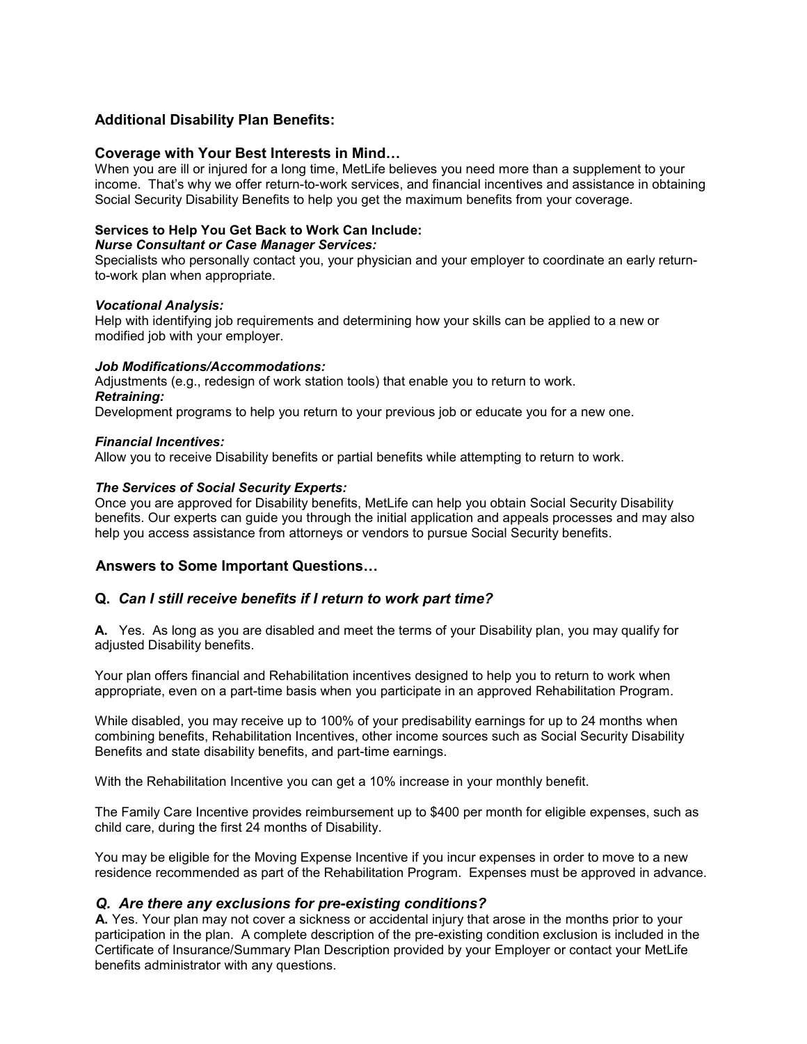## Additional Disability Plan Benefits:

## Coverage with Your Best Interests in Mind…

When you are ill or injured for a long time, MetLife believes you need more than a supplement to your income. That's why we offer return-to-work services, and financial incentives and assistance in obtaining Social Security Disability Benefits to help you get the maximum benefits from your coverage.

### Services to Help You Get Back to Work Can Include:

***Nurse Consultant or Case Manager Services:***

Specialists who personally contact you, your physician and your employer to coordinate an early return-to-work plan when appropriate.

***Vocational Analysis:***

Help with identifying job requirements and determining how your skills can be applied to a new or modified job with your employer.

***Job Modifications/Accommodations:***

Adjustments (e.g., redesign of work station tools) that enable you to return to work.

***Retraining:***

Development programs to help you return to your previous job or educate you for a new one.

***Financial Incentives:***

Allow you to receive Disability benefits or partial benefits while attempting to return to work.

***The Services of Social Security Experts:***

Once you are approved for Disability benefits, MetLife can help you obtain Social Security Disability benefits. Our experts can guide you through the initial application and appeals processes and may also help you access assistance from attorneys or vendors to pursue Social Security benefits.

## Answers to Some Important Questions…

### Q. *Can I still receive benefits if I return to work part time?*

**A.** Yes. As long as you are disabled and meet the terms of your Disability plan, you may qualify for adjusted Disability benefits.

Your plan offers financial and Rehabilitation incentives designed to help you to return to work when appropriate, even on a part-time basis when you participate in an approved Rehabilitation Program.

While disabled, you may receive up to 100% of your predisability earnings for up to 24 months when combining benefits, Rehabilitation Incentives, other income sources such as Social Security Disability Benefits and state disability benefits, and part-time earnings.

With the Rehabilitation Incentive you can get a 10% increase in your monthly benefit.

The Family Care Incentive provides reimbursement up to $400 per month for eligible expenses, such as child care, during the first 24 months of Disability.

You may be eligible for the Moving Expense Incentive if you incur expenses in order to move to a new residence recommended as part of the Rehabilitation Program. Expenses must be approved in advance.

### *Q. Are there any exclusions for pre-existing conditions?*

**A.** Yes. Your plan may not cover a sickness or accidental injury that arose in the months prior to your participation in the plan. A complete description of the pre-existing condition exclusion is included in the Certificate of Insurance/Summary Plan Description provided by your Employer or contact your MetLife benefits administrator with any questions.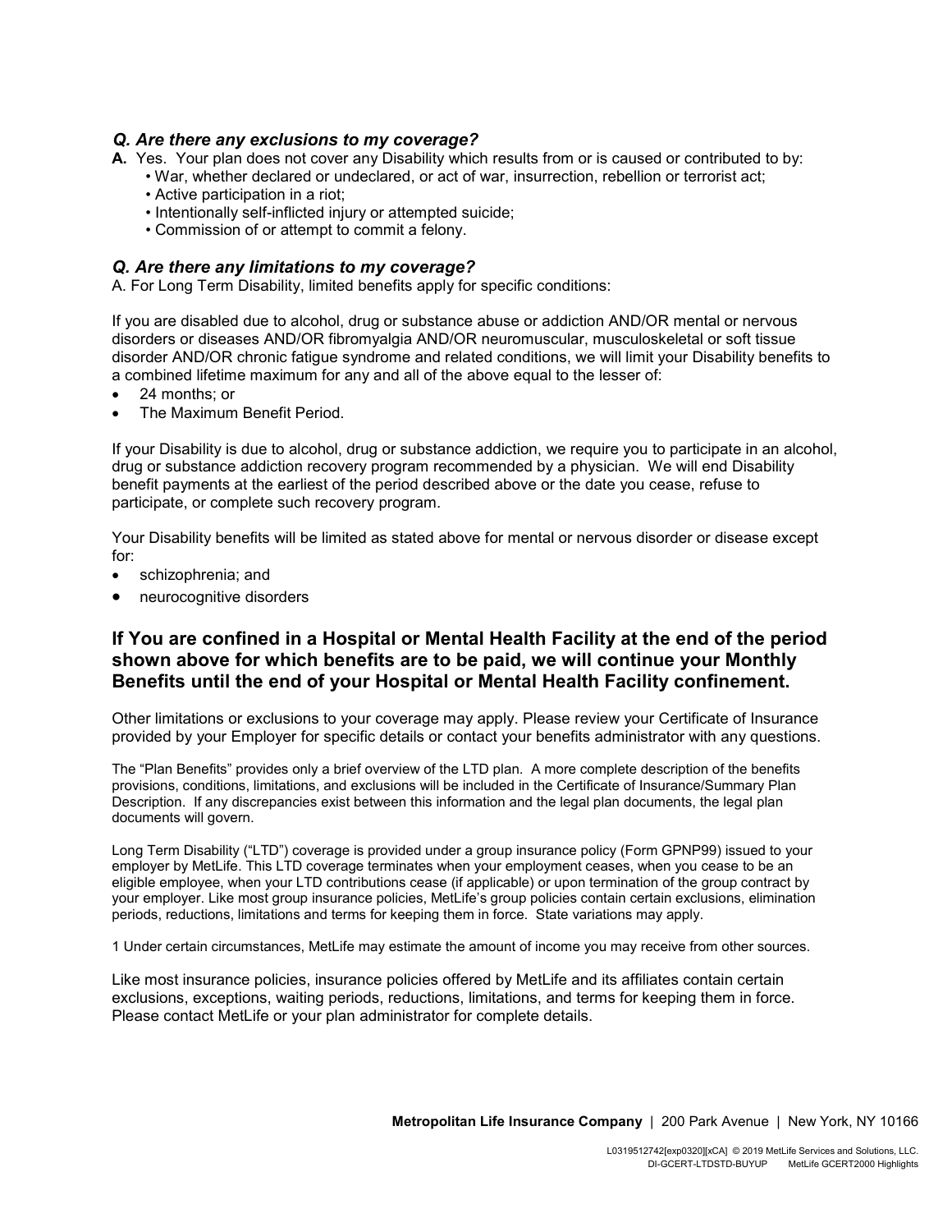### *Q. Are there any exclusions to my coverage?*

**A.** Yes. Your plan does not cover any Disability which results from or is caused or contributed to by:

- War, whether declared or undeclared, or act of war, insurrection, rebellion or terrorist act;
- Active participation in a riot;
- Intentionally self-inflicted injury or attempted suicide;
- Commission of or attempt to commit a felony.

### *Q. Are there any limitations to my coverage?*

A. For Long Term Disability, limited benefits apply for specific conditions:

If you are disabled due to alcohol, drug or substance abuse or addiction AND/OR mental or nervous disorders or diseases AND/OR fibromyalgia AND/OR neuromuscular, musculoskeletal or soft tissue disorder AND/OR chronic fatigue syndrome and related conditions, we will limit your Disability benefits to a combined lifetime maximum for any and all of the above equal to the lesser of:

- 24 months; or
- The Maximum Benefit Period.

If your Disability is due to alcohol, drug or substance addiction, we require you to participate in an alcohol, drug or substance addiction recovery program recommended by a physician. We will end Disability benefit payments at the earliest of the period described above or the date you cease, refuse to participate, or complete such recovery program.

Your Disability benefits will be limited as stated above for mental or nervous disorder or disease except for:

- schizophrenia; and
- neurocognitive disorders

## If You are confined in a Hospital or Mental Health Facility at the end of the period shown above for which benefits are to be paid, we will continue your Monthly Benefits until the end of your Hospital or Mental Health Facility confinement.

Other limitations or exclusions to your coverage may apply. Please review your Certificate of Insurance provided by your Employer for specific details or contact your benefits administrator with any questions.

The "Plan Benefits" provides only a brief overview of the LTD plan. A more complete description of the benefits provisions, conditions, limitations, and exclusions will be included in the Certificate of Insurance/Summary Plan Description. If any discrepancies exist between this information and the legal plan documents, the legal plan documents will govern.

Long Term Disability ("LTD") coverage is provided under a group insurance policy (Form GPNP99) issued to your employer by MetLife. This LTD coverage terminates when your employment ceases, when you cease to be an eligible employee, when your LTD contributions cease (if applicable) or upon termination of the group contract by your employer. Like most group insurance policies, MetLife's group policies contain certain exclusions, elimination periods, reductions, limitations and terms for keeping them in force. State variations may apply.

1 Under certain circumstances, MetLife may estimate the amount of income you may receive from other sources.

Like most insurance policies, insurance policies offered by MetLife and its affiliates contain certain exclusions, exceptions, waiting periods, reductions, limitations, and terms for keeping them in force. Please contact MetLife or your plan administrator for complete details.

**Metropolitan Life Insurance Company** | 200 Park Avenue | New York, NY 10166

L0319512742[exp0320][xCA] © 2019 MetLife Services and Solutions, LLC.
DI-GCERT-LTDSTD-BUYUP MetLife GCERT2000 Highlights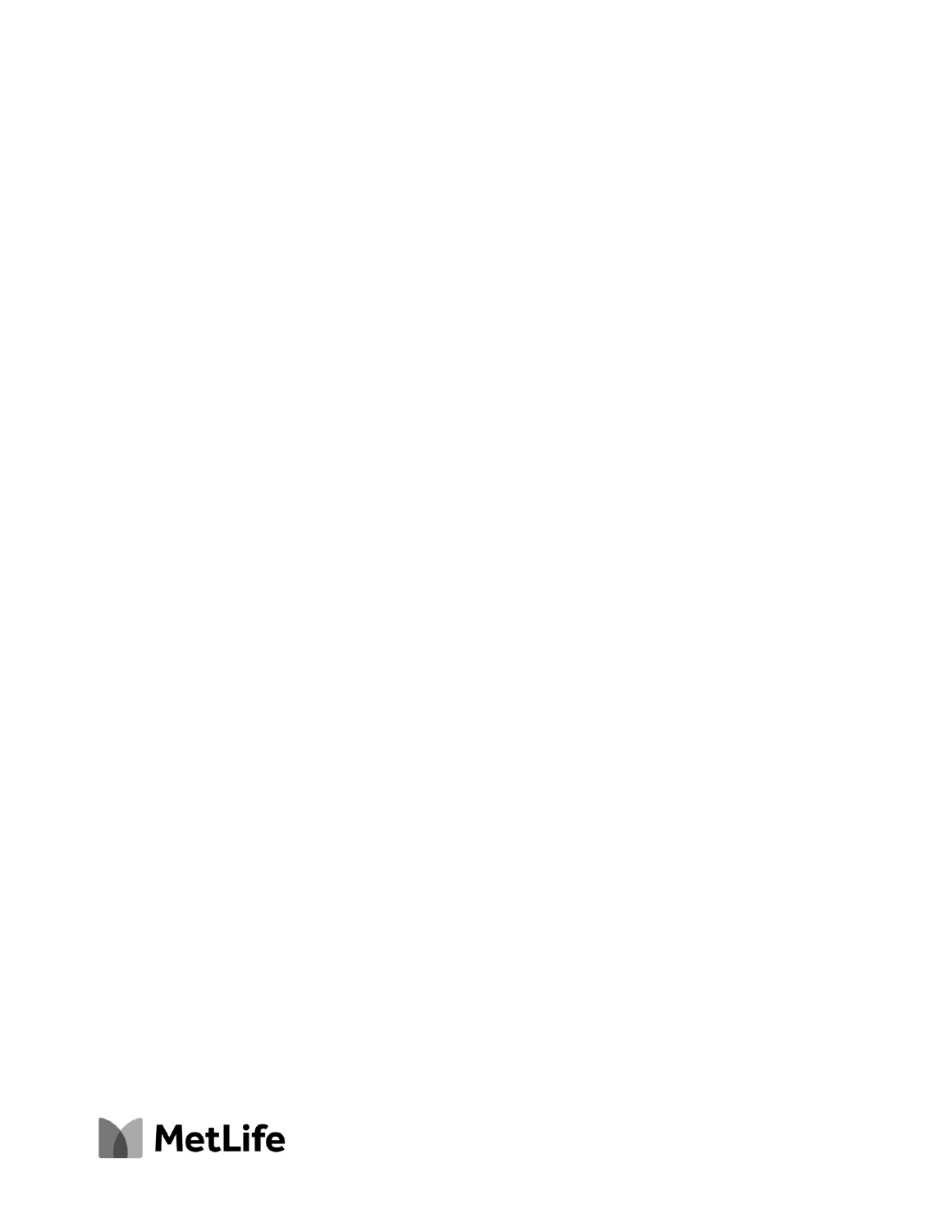MetLife